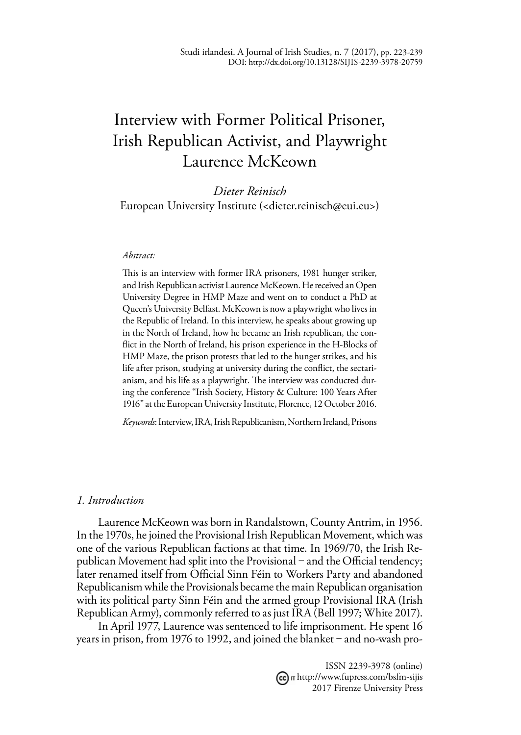# Interview with Former Political Prisoner, Irish Republican Activist, and Playwright Laurence McKeown

*Dieter Reinisch*
European University Institute (<dieter.reinisch@eui.eu>)

*Abstract:*

This is an interview with former IRA prisoners, 1981 hunger striker, and Irish Republican activist Laurence McKeown. He received an Open University Degree in HMP Maze and went on to conduct a PhD at Queen's University Belfast. McKeown is now a playwright who lives in the Republic of Ireland. In this interview, he speaks about growing up in the North of Ireland, how he became an Irish republican, the conflict in the North of Ireland, his prison experience in the H-Blocks of HMP Maze, the prison protests that led to the hunger strikes, and his life after prison, studying at university during the conflict, the sectarianism, and his life as a playwright. The interview was conducted during the conference "Irish Society, History & Culture: 100 Years After 1916" at the European University Institute, Florence, 12 October 2016.

*Keywords*: Interview, IRA, Irish Republicanism, Northern Ireland, Prisons

## *1. Introduction*

Laurence McKeown was born in Randalstown, County Antrim, in 1956. In the 1970s, he joined the Provisional Irish Republican Movement, which was one of the various Republican factions at that time. In 1969/70, the Irish Republican Movement had split into the Provisional – and the Official tendency; later renamed itself from Official Sinn Féin to Workers Party and abandoned Republicanism while the Provisionals became the main Republican organisation with its political party Sinn Féin and the armed group Provisional IRA (Irish Republican Army), commonly referred to as just IRA (Bell 1997; White 2017).

In April 1977, Laurence was sentenced to life imprisonment. He spent 16 years in prison, from 1976 to 1992, and joined the blanket – and no-wash pro-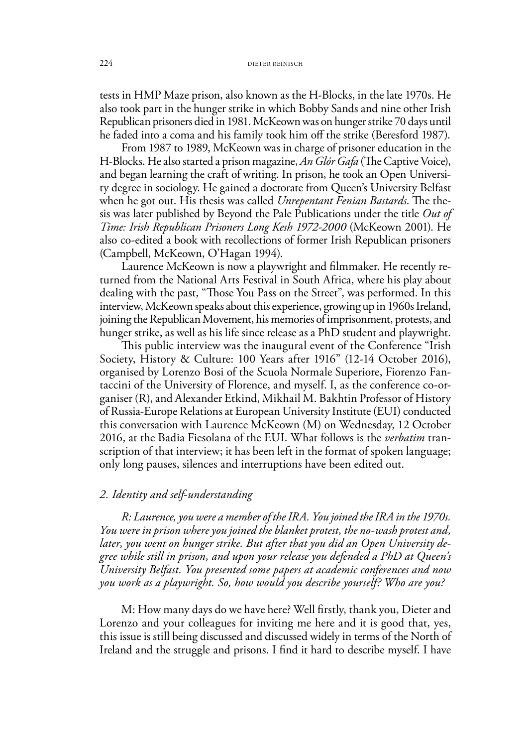tests in HMP Maze prison, also known as the H-Blocks, in the late 1970s. He also took part in the hunger strike in which Bobby Sands and nine other Irish Republican prisoners died in 1981. McKeown was on hunger strike 70 days until he faded into a coma and his family took him off the strike (Beresford 1987).

From 1987 to 1989, McKeown was in charge of prisoner education in the H-Blocks. He also started a prison magazine, *An Glór Gafa* (The Captive Voice), and began learning the craft of writing. In prison, he took an Open University degree in sociology. He gained a doctorate from Queen's University Belfast when he got out. His thesis was called *Unrepentant Fenian Bastards*. The thesis was later published by Beyond the Pale Publications under the title *Out of Time: Irish Republican Prisoners Long Kesh 1972-2000* (McKeown 2001). He also co-edited a book with recollections of former Irish Republican prisoners (Campbell, McKeown, O'Hagan 1994).

Laurence McKeown is now a playwright and filmmaker. He recently returned from the National Arts Festival in South Africa, where his play about dealing with the past, "Those You Pass on the Street", was performed. In this interview, McKeown speaks about this experience, growing up in 1960s Ireland, joining the Republican Movement, his memories of imprisonment, protests, and hunger strike, as well as his life since release as a PhD student and playwright.

This public interview was the inaugural event of the Conference "Irish Society, History & Culture: 100 Years after 1916" (12-14 October 2016), organised by Lorenzo Bosi of the Scuola Normale Superiore, Fiorenzo Fantaccini of the University of Florence, and myself. I, as the conference co-organiser (R), and Alexander Etkind, Mikhail M. Bakhtin Professor of History of Russia-Europe Relations at European University Institute (EUI) conducted this conversation with Laurence McKeown (M) on Wednesday, 12 October 2016, at the Badia Fiesolana of the EUI. What follows is the *verbatim* transcription of that interview; it has been left in the format of spoken language; only long pauses, silences and interruptions have been edited out.

## *2. Identity and self-understanding*

*R: Laurence, you were a member of the IRA. You joined the IRA in the 1970s. You were in prison where you joined the blanket protest, the no-wash protest and, later, you went on hunger strike. But after that you did an Open University degree while still in prison, and upon your release you defended a PhD at Queen's University Belfast. You presented some papers at academic conferences and now you work as a playwright. So, how would you describe yourself? Who are you?*

M: How many days do we have here? Well firstly, thank you, Dieter and Lorenzo and your colleagues for inviting me here and it is good that, yes, this issue is still being discussed and discussed widely in terms of the North of Ireland and the struggle and prisons. I find it hard to describe myself. I have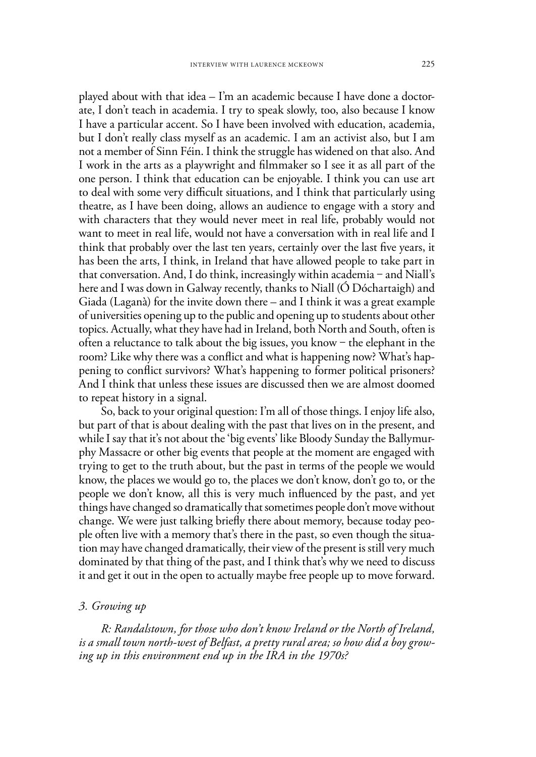played about with that idea – I'm an academic because I have done a doctorate, I don't teach in academia. I try to speak slowly, too, also because I know I have a particular accent. So I have been involved with education, academia, but I don't really class myself as an academic. I am an activist also, but I am not a member of Sinn Féin. I think the struggle has widened on that also. And I work in the arts as a playwright and filmmaker so I see it as all part of the one person. I think that education can be enjoyable. I think you can use art to deal with some very difficult situations, and I think that particularly using theatre, as I have been doing, allows an audience to engage with a story and with characters that they would never meet in real life, probably would not want to meet in real life, would not have a conversation with in real life and I think that probably over the last ten years, certainly over the last five years, it has been the arts, I think, in Ireland that have allowed people to take part in that conversation. And, I do think, increasingly within academia – and Niall's here and I was down in Galway recently, thanks to Niall (Ó Dóchartaigh) and Giada (Laganà) for the invite down there – and I think it was a great example of universities opening up to the public and opening up to students about other topics. Actually, what they have had in Ireland, both North and South, often is often a reluctance to talk about the big issues, you know – the elephant in the room? Like why there was a conflict and what is happening now? What's happening to conflict survivors? What's happening to former political prisoners? And I think that unless these issues are discussed then we are almost doomed to repeat history in a signal.

So, back to your original question: I'm all of those things. I enjoy life also, but part of that is about dealing with the past that lives on in the present, and while I say that it's not about the 'big events' like Bloody Sunday the Ballymurphy Massacre or other big events that people at the moment are engaged with trying to get to the truth about, but the past in terms of the people we would know, the places we would go to, the places we don't know, don't go to, or the people we don't know, all this is very much influenced by the past, and yet things have changed so dramatically that sometimes people don't move without change. We were just talking briefly there about memory, because today people often live with a memory that's there in the past, so even though the situation may have changed dramatically, their view of the present is still very much dominated by that thing of the past, and I think that's why we need to discuss it and get it out in the open to actually maybe free people up to move forward.

### *3. Growing up*

*R: Randalstown, for those who don't know Ireland or the North of Ireland, is a small town north-west of Belfast, a pretty rural area; so how did a boy growing up in this environment end up in the IRA in the 1970s?*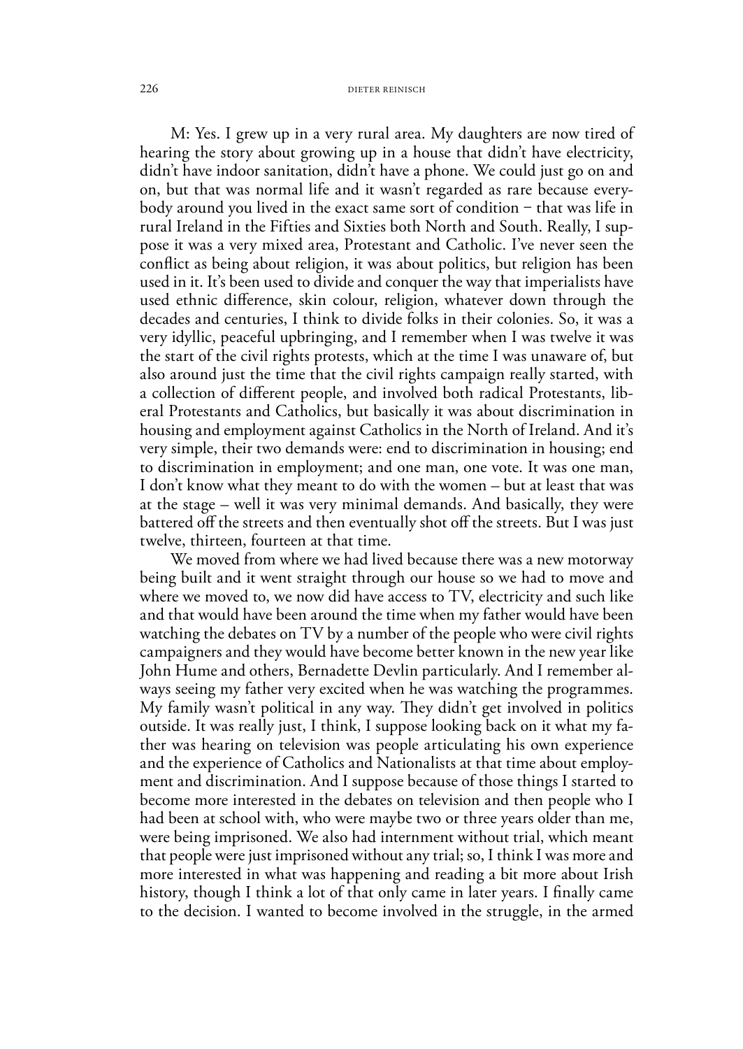M: Yes. I grew up in a very rural area. My daughters are now tired of hearing the story about growing up in a house that didn't have electricity, didn't have indoor sanitation, didn't have a phone. We could just go on and on, but that was normal life and it wasn't regarded as rare because everybody around you lived in the exact same sort of condition − that was life in rural Ireland in the Fifties and Sixties both North and South. Really, I suppose it was a very mixed area, Protestant and Catholic. I've never seen the conflict as being about religion, it was about politics, but religion has been used in it. It's been used to divide and conquer the way that imperialists have used ethnic difference, skin colour, religion, whatever down through the decades and centuries, I think to divide folks in their colonies. So, it was a very idyllic, peaceful upbringing, and I remember when I was twelve it was the start of the civil rights protests, which at the time I was unaware of, but also around just the time that the civil rights campaign really started, with a collection of different people, and involved both radical Protestants, liberal Protestants and Catholics, but basically it was about discrimination in housing and employment against Catholics in the North of Ireland. And it's very simple, their two demands were: end to discrimination in housing; end to discrimination in employment; and one man, one vote. It was one man, I don't know what they meant to do with the women – but at least that was at the stage – well it was very minimal demands. And basically, they were battered off the streets and then eventually shot off the streets. But I was just twelve, thirteen, fourteen at that time.

We moved from where we had lived because there was a new motorway being built and it went straight through our house so we had to move and where we moved to, we now did have access to TV, electricity and such like and that would have been around the time when my father would have been watching the debates on TV by a number of the people who were civil rights campaigners and they would have become better known in the new year like John Hume and others, Bernadette Devlin particularly. And I remember always seeing my father very excited when he was watching the programmes. My family wasn't political in any way. They didn't get involved in politics outside. It was really just, I think, I suppose looking back on it what my father was hearing on television was people articulating his own experience and the experience of Catholics and Nationalists at that time about employment and discrimination. And I suppose because of those things I started to become more interested in the debates on television and then people who I had been at school with, who were maybe two or three years older than me, were being imprisoned. We also had internment without trial, which meant that people were just imprisoned without any trial; so, I think I was more and more interested in what was happening and reading a bit more about Irish history, though I think a lot of that only came in later years. I finally came to the decision. I wanted to become involved in the struggle, in the armed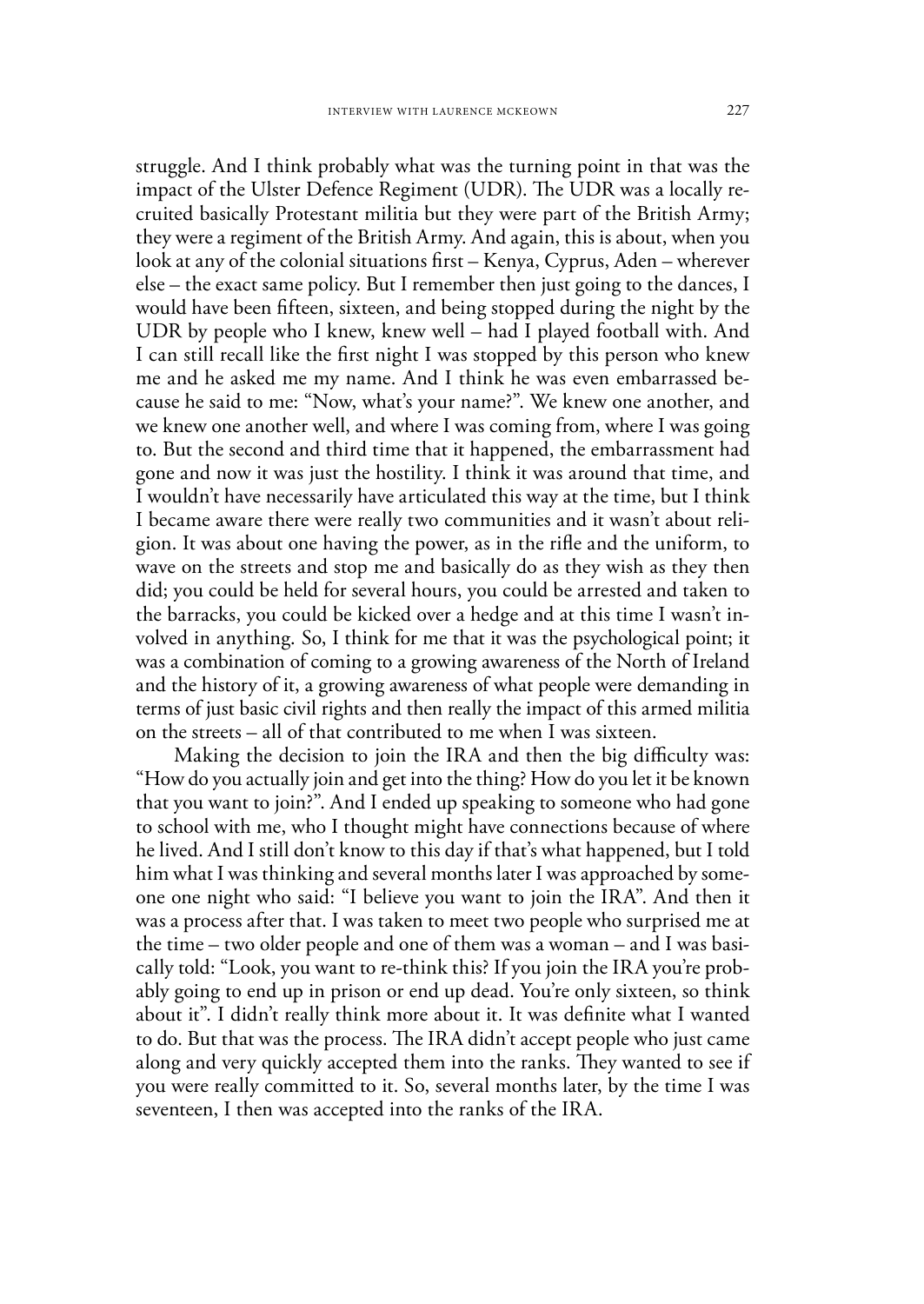struggle. And I think probably what was the turning point in that was the impact of the Ulster Defence Regiment (UDR). The UDR was a locally recruited basically Protestant militia but they were part of the British Army; they were a regiment of the British Army. And again, this is about, when you look at any of the colonial situations first – Kenya, Cyprus, Aden – wherever else – the exact same policy. But I remember then just going to the dances, I would have been fifteen, sixteen, and being stopped during the night by the UDR by people who I knew, knew well – had I played football with. And I can still recall like the first night I was stopped by this person who knew me and he asked me my name. And I think he was even embarrassed because he said to me: "Now, what's your name?". We knew one another, and we knew one another well, and where I was coming from, where I was going to. But the second and third time that it happened, the embarrassment had gone and now it was just the hostility. I think it was around that time, and I wouldn't have necessarily have articulated this way at the time, but I think I became aware there were really two communities and it wasn't about religion. It was about one having the power, as in the rifle and the uniform, to wave on the streets and stop me and basically do as they wish as they then did; you could be held for several hours, you could be arrested and taken to the barracks, you could be kicked over a hedge and at this time I wasn't involved in anything. So, I think for me that it was the psychological point; it was a combination of coming to a growing awareness of the North of Ireland and the history of it, a growing awareness of what people were demanding in terms of just basic civil rights and then really the impact of this armed militia on the streets – all of that contributed to me when I was sixteen.

Making the decision to join the IRA and then the big difficulty was: "How do you actually join and get into the thing? How do you let it be known that you want to join?". And I ended up speaking to someone who had gone to school with me, who I thought might have connections because of where he lived. And I still don't know to this day if that's what happened, but I told him what I was thinking and several months later I was approached by someone one night who said: "I believe you want to join the IRA". And then it was a process after that. I was taken to meet two people who surprised me at the time – two older people and one of them was a woman – and I was basically told: "Look, you want to re-think this? If you join the IRA you're probably going to end up in prison or end up dead. You're only sixteen, so think about it". I didn't really think more about it. It was definite what I wanted to do. But that was the process. The IRA didn't accept people who just came along and very quickly accepted them into the ranks. They wanted to see if you were really committed to it. So, several months later, by the time I was seventeen, I then was accepted into the ranks of the IRA.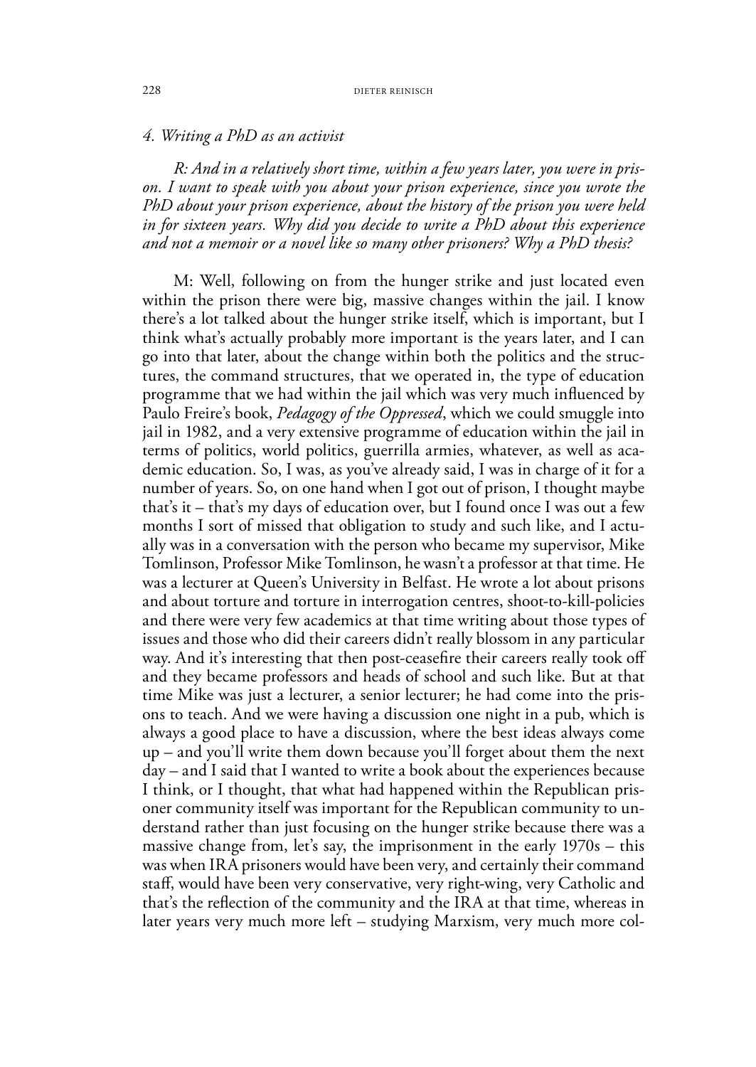### *4. Writing a PhD as an activist*

*R: And in a relatively short time, within a few years later, you were in prison. I want to speak with you about your prison experience, since you wrote the PhD about your prison experience, about the history of the prison you were held in for sixteen years. Why did you decide to write a PhD about this experience and not a memoir or a novel like so many other prisoners? Why a PhD thesis?*

M: Well, following on from the hunger strike and just located even within the prison there were big, massive changes within the jail. I know there's a lot talked about the hunger strike itself, which is important, but I think what's actually probably more important is the years later, and I can go into that later, about the change within both the politics and the structures, the command structures, that we operated in, the type of education programme that we had within the jail which was very much influenced by Paulo Freire's book, *Pedagogy of the Oppressed*, which we could smuggle into jail in 1982, and a very extensive programme of education within the jail in terms of politics, world politics, guerrilla armies, whatever, as well as academic education. So, I was, as you've already said, I was in charge of it for a number of years. So, on one hand when I got out of prison, I thought maybe that's it – that's my days of education over, but I found once I was out a few months I sort of missed that obligation to study and such like, and I actually was in a conversation with the person who became my supervisor, Mike Tomlinson, Professor Mike Tomlinson, he wasn't a professor at that time. He was a lecturer at Queen's University in Belfast. He wrote a lot about prisons and about torture and torture in interrogation centres, shoot-to-kill-policies and there were very few academics at that time writing about those types of issues and those who did their careers didn't really blossom in any particular way. And it's interesting that then post-ceasefire their careers really took off and they became professors and heads of school and such like. But at that time Mike was just a lecturer, a senior lecturer; he had come into the prisons to teach. And we were having a discussion one night in a pub, which is always a good place to have a discussion, where the best ideas always come up – and you'll write them down because you'll forget about them the next day – and I said that I wanted to write a book about the experiences because I think, or I thought, that what had happened within the Republican prisoner community itself was important for the Republican community to understand rather than just focusing on the hunger strike because there was a massive change from, let's say, the imprisonment in the early 1970s – this was when IRA prisoners would have been very, and certainly their command staff, would have been very conservative, very right-wing, very Catholic and that's the reflection of the community and the IRA at that time, whereas in later years very much more left – studying Marxism, very much more col-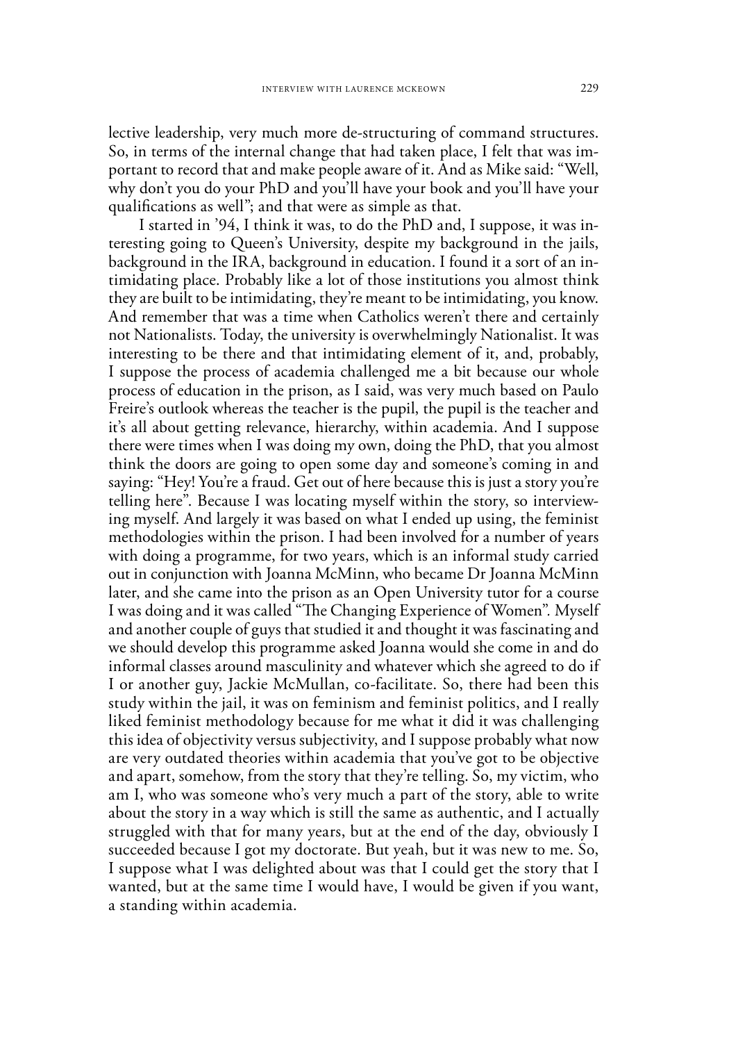lective leadership, very much more de-structuring of command structures. So, in terms of the internal change that had taken place, I felt that was important to record that and make people aware of it. And as Mike said: "Well, why don't you do your PhD and you'll have your book and you'll have your qualifications as well"; and that were as simple as that.

I started in '94, I think it was, to do the PhD and, I suppose, it was interesting going to Queen's University, despite my background in the jails, background in the IRA, background in education. I found it a sort of an intimidating place. Probably like a lot of those institutions you almost think they are built to be intimidating, they're meant to be intimidating, you know. And remember that was a time when Catholics weren't there and certainly not Nationalists. Today, the university is overwhelmingly Nationalist. It was interesting to be there and that intimidating element of it, and, probably, I suppose the process of academia challenged me a bit because our whole process of education in the prison, as I said, was very much based on Paulo Freire's outlook whereas the teacher is the pupil, the pupil is the teacher and it's all about getting relevance, hierarchy, within academia. And I suppose there were times when I was doing my own, doing the PhD, that you almost think the doors are going to open some day and someone's coming in and saying: "Hey! You're a fraud. Get out of here because this is just a story you're telling here". Because I was locating myself within the story, so interviewing myself. And largely it was based on what I ended up using, the feminist methodologies within the prison. I had been involved for a number of years with doing a programme, for two years, which is an informal study carried out in conjunction with Joanna McMinn, who became Dr Joanna McMinn later, and she came into the prison as an Open University tutor for a course I was doing and it was called "The Changing Experience of Women". Myself and another couple of guys that studied it and thought it was fascinating and we should develop this programme asked Joanna would she come in and do informal classes around masculinity and whatever which she agreed to do if I or another guy, Jackie McMullan, co-facilitate. So, there had been this study within the jail, it was on feminism and feminist politics, and I really liked feminist methodology because for me what it did it was challenging this idea of objectivity versus subjectivity, and I suppose probably what now are very outdated theories within academia that you've got to be objective and apart, somehow, from the story that they're telling. So, my victim, who am I, who was someone who's very much a part of the story, able to write about the story in a way which is still the same as authentic, and I actually struggled with that for many years, but at the end of the day, obviously I succeeded because I got my doctorate. But yeah, but it was new to me. So, I suppose what I was delighted about was that I could get the story that I wanted, but at the same time I would have, I would be given if you want, a standing within academia.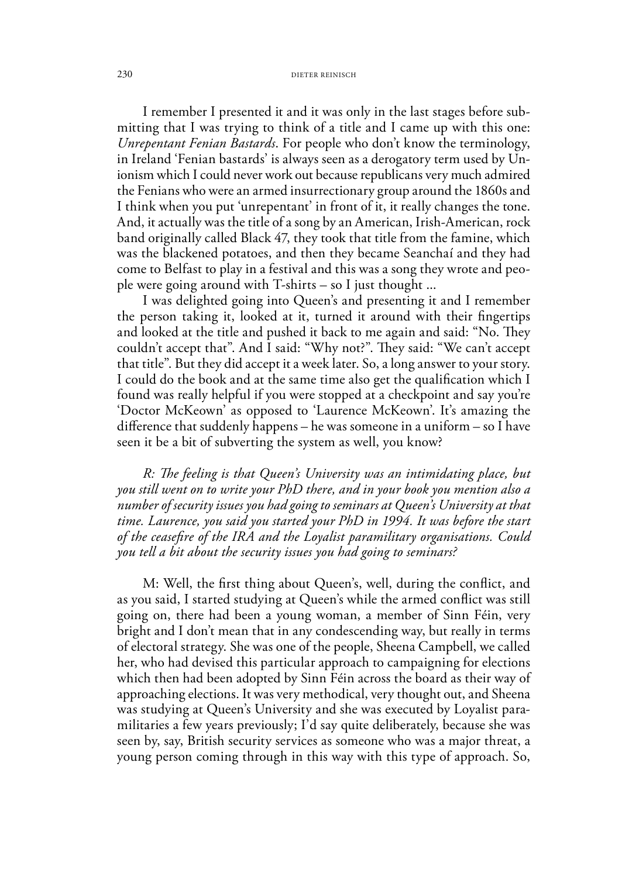I remember I presented it and it was only in the last stages before submitting that I was trying to think of a title and I came up with this one: *Unrepentant Fenian Bastards*. For people who don't know the terminology, in Ireland 'Fenian bastards' is always seen as a derogatory term used by Unionism which I could never work out because republicans very much admired the Fenians who were an armed insurrectionary group around the 1860s and I think when you put 'unrepentant' in front of it, it really changes the tone. And, it actually was the title of a song by an American, Irish-American, rock band originally called Black 47, they took that title from the famine, which was the blackened potatoes, and then they became Seanchaí and they had come to Belfast to play in a festival and this was a song they wrote and people were going around with T-shirts – so I just thought ...

I was delighted going into Queen's and presenting it and I remember the person taking it, looked at it, turned it around with their fingertips and looked at the title and pushed it back to me again and said: "No. They couldn't accept that". And I said: "Why not?". They said: "We can't accept that title". But they did accept it a week later. So, a long answer to your story. I could do the book and at the same time also get the qualification which I found was really helpful if you were stopped at a checkpoint and say you're 'Doctor McKeown' as opposed to 'Laurence McKeown'. It's amazing the difference that suddenly happens – he was someone in a uniform – so I have seen it be a bit of subverting the system as well, you know?

*R: The feeling is that Queen's University was an intimidating place, but you still went on to write your PhD there, and in your book you mention also a number of security issues you had going to seminars at Queen's University at that time. Laurence, you said you started your PhD in 1994. It was before the start of the ceasefire of the IRA and the Loyalist paramilitary organisations. Could you tell a bit about the security issues you had going to seminars?*

M: Well, the first thing about Queen's, well, during the conflict, and as you said, I started studying at Queen's while the armed conflict was still going on, there had been a young woman, a member of Sinn Féin, very bright and I don't mean that in any condescending way, but really in terms of electoral strategy. She was one of the people, Sheena Campbell, we called her, who had devised this particular approach to campaigning for elections which then had been adopted by Sinn Féin across the board as their way of approaching elections. It was very methodical, very thought out, and Sheena was studying at Queen's University and she was executed by Loyalist paramilitaries a few years previously; I'd say quite deliberately, because she was seen by, say, British security services as someone who was a major threat, a young person coming through in this way with this type of approach. So,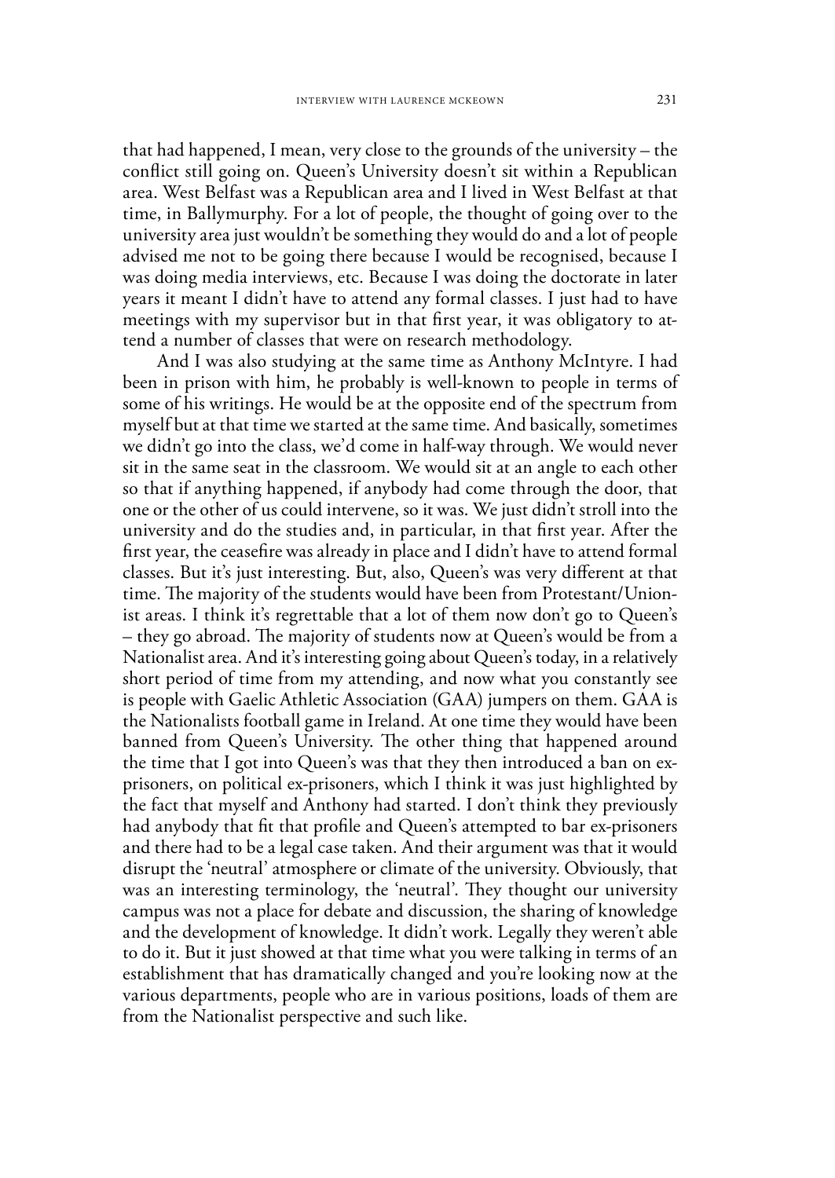that had happened, I mean, very close to the grounds of the university – the conflict still going on. Queen's University doesn't sit within a Republican area. West Belfast was a Republican area and I lived in West Belfast at that time, in Ballymurphy. For a lot of people, the thought of going over to the university area just wouldn't be something they would do and a lot of people advised me not to be going there because I would be recognised, because I was doing media interviews, etc. Because I was doing the doctorate in later years it meant I didn't have to attend any formal classes. I just had to have meetings with my supervisor but in that first year, it was obligatory to attend a number of classes that were on research methodology.

And I was also studying at the same time as Anthony McIntyre. I had been in prison with him, he probably is well-known to people in terms of some of his writings. He would be at the opposite end of the spectrum from myself but at that time we started at the same time. And basically, sometimes we didn't go into the class, we'd come in half-way through. We would never sit in the same seat in the classroom. We would sit at an angle to each other so that if anything happened, if anybody had come through the door, that one or the other of us could intervene, so it was. We just didn't stroll into the university and do the studies and, in particular, in that first year. After the first year, the ceasefire was already in place and I didn't have to attend formal classes. But it's just interesting. But, also, Queen's was very different at that time. The majority of the students would have been from Protestant/Unionist areas. I think it's regrettable that a lot of them now don't go to Queen's – they go abroad. The majority of students now at Queen's would be from a Nationalist area. And it's interesting going about Queen's today, in a relatively short period of time from my attending, and now what you constantly see is people with Gaelic Athletic Association (GAA) jumpers on them. GAA is the Nationalists football game in Ireland. At one time they would have been banned from Queen's University. The other thing that happened around the time that I got into Queen's was that they then introduced a ban on ex-prisoners, on political ex-prisoners, which I think it was just highlighted by the fact that myself and Anthony had started. I don't think they previously had anybody that fit that profile and Queen's attempted to bar ex-prisoners and there had to be a legal case taken. And their argument was that it would disrupt the 'neutral' atmosphere or climate of the university. Obviously, that was an interesting terminology, the 'neutral'. They thought our university campus was not a place for debate and discussion, the sharing of knowledge and the development of knowledge. It didn't work. Legally they weren't able to do it. But it just showed at that time what you were talking in terms of an establishment that has dramatically changed and you're looking now at the various departments, people who are in various positions, loads of them are from the Nationalist perspective and such like.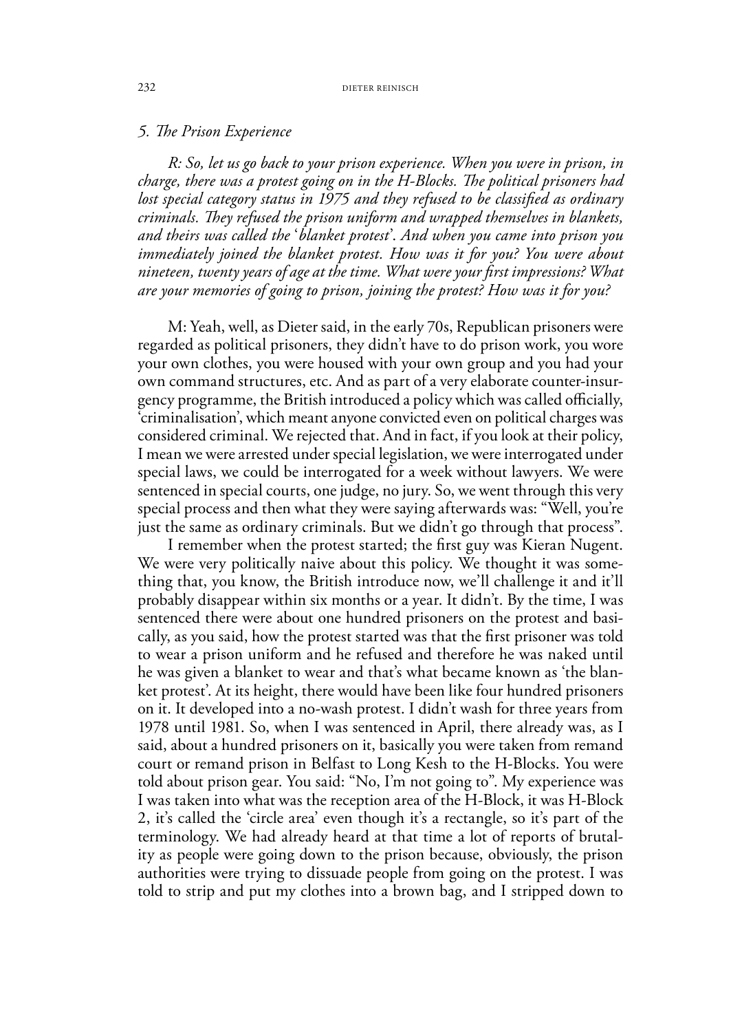## *5. The Prison Experience*

*R: So, let us go back to your prison experience. When you were in prison, in charge, there was a protest going on in the H-Blocks. The political prisoners had lost special category status in 1975 and they refused to be classified as ordinary criminals. They refused the prison uniform and wrapped themselves in blankets, and theirs was called the 'blanket protest'. And when you came into prison you immediately joined the blanket protest. How was it for you? You were about nineteen, twenty years of age at the time. What were your first impressions? What are your memories of going to prison, joining the protest? How was it for you?*

M: Yeah, well, as Dieter said, in the early 70s, Republican prisoners were regarded as political prisoners, they didn't have to do prison work, you wore your own clothes, you were housed with your own group and you had your own command structures, etc. And as part of a very elaborate counter-insurgency programme, the British introduced a policy which was called officially, 'criminalisation', which meant anyone convicted even on political charges was considered criminal. We rejected that. And in fact, if you look at their policy, I mean we were arrested under special legislation, we were interrogated under special laws, we could be interrogated for a week without lawyers. We were sentenced in special courts, one judge, no jury. So, we went through this very special process and then what they were saying afterwards was: "Well, you're just the same as ordinary criminals. But we didn't go through that process".

I remember when the protest started; the first guy was Kieran Nugent. We were very politically naive about this policy. We thought it was something that, you know, the British introduce now, we'll challenge it and it'll probably disappear within six months or a year. It didn't. By the time, I was sentenced there were about one hundred prisoners on the protest and basically, as you said, how the protest started was that the first prisoner was told to wear a prison uniform and he refused and therefore he was naked until he was given a blanket to wear and that's what became known as 'the blanket protest'. At its height, there would have been like four hundred prisoners on it. It developed into a no-wash protest. I didn't wash for three years from 1978 until 1981. So, when I was sentenced in April, there already was, as I said, about a hundred prisoners on it, basically you were taken from remand court or remand prison in Belfast to Long Kesh to the H-Blocks. You were told about prison gear. You said: "No, I'm not going to". My experience was I was taken into what was the reception area of the H-Block, it was H-Block 2, it's called the 'circle area' even though it's a rectangle, so it's part of the terminology. We had already heard at that time a lot of reports of brutality as people were going down to the prison because, obviously, the prison authorities were trying to dissuade people from going on the protest. I was told to strip and put my clothes into a brown bag, and I stripped down to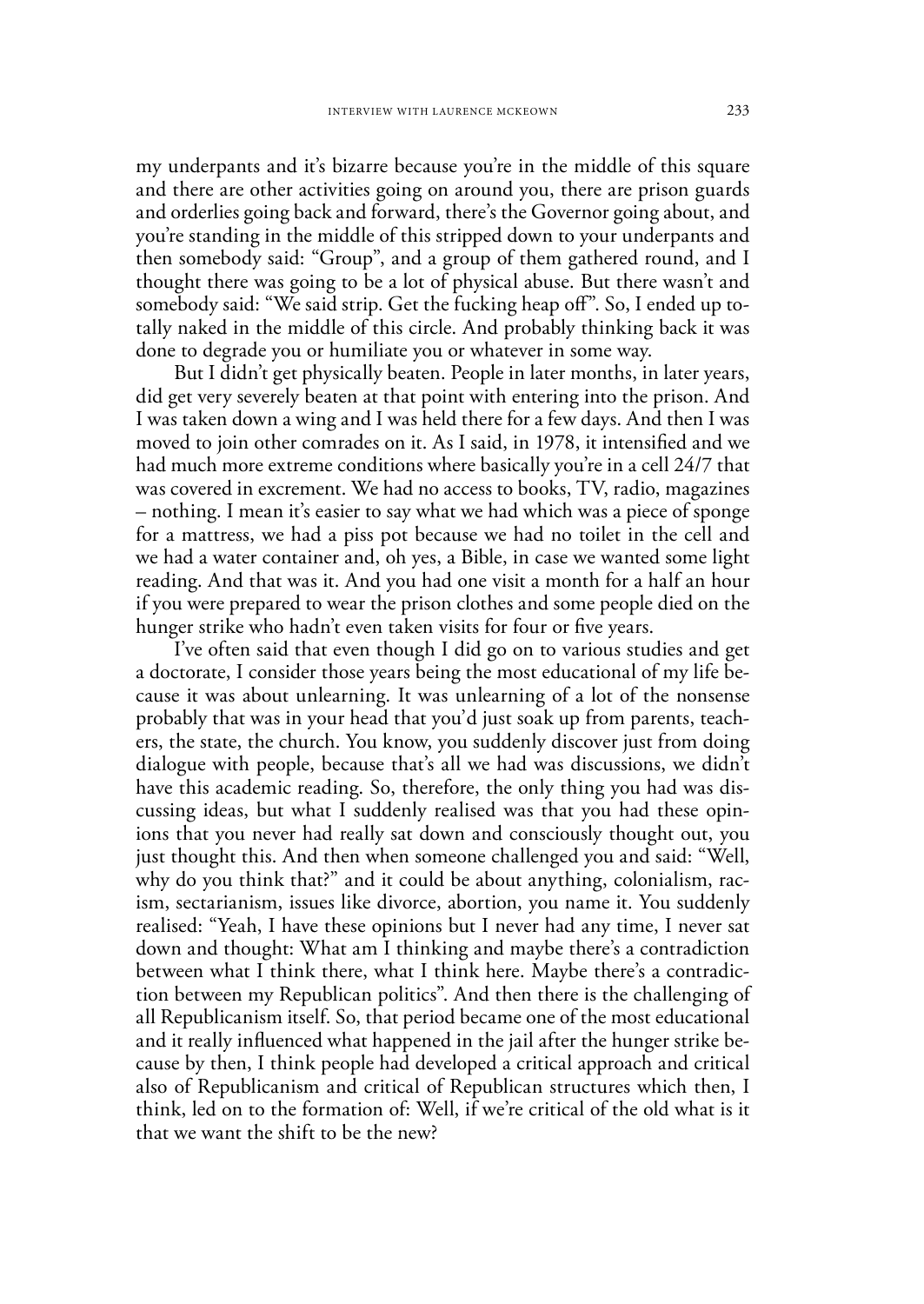my underpants and it's bizarre because you're in the middle of this square and there are other activities going on around you, there are prison guards and orderlies going back and forward, there's the Governor going about, and you're standing in the middle of this stripped down to your underpants and then somebody said: "Group", and a group of them gathered round, and I thought there was going to be a lot of physical abuse. But there wasn't and somebody said: "We said strip. Get the fucking heap off". So, I ended up totally naked in the middle of this circle. And probably thinking back it was done to degrade you or humiliate you or whatever in some way.

But I didn't get physically beaten. People in later months, in later years, did get very severely beaten at that point with entering into the prison. And I was taken down a wing and I was held there for a few days. And then I was moved to join other comrades on it. As I said, in 1978, it intensified and we had much more extreme conditions where basically you're in a cell 24/7 that was covered in excrement. We had no access to books, TV, radio, magazines – nothing. I mean it's easier to say what we had which was a piece of sponge for a mattress, we had a piss pot because we had no toilet in the cell and we had a water container and, oh yes, a Bible, in case we wanted some light reading. And that was it. And you had one visit a month for a half an hour if you were prepared to wear the prison clothes and some people died on the hunger strike who hadn't even taken visits for four or five years.

I've often said that even though I did go on to various studies and get a doctorate, I consider those years being the most educational of my life because it was about unlearning. It was unlearning of a lot of the nonsense probably that was in your head that you'd just soak up from parents, teachers, the state, the church. You know, you suddenly discover just from doing dialogue with people, because that's all we had was discussions, we didn't have this academic reading. So, therefore, the only thing you had was discussing ideas, but what I suddenly realised was that you had these opinions that you never had really sat down and consciously thought out, you just thought this. And then when someone challenged you and said: "Well, why do you think that?" and it could be about anything, colonialism, racism, sectarianism, issues like divorce, abortion, you name it. You suddenly realised: "Yeah, I have these opinions but I never had any time, I never sat down and thought: What am I thinking and maybe there's a contradiction between what I think there, what I think here. Maybe there's a contradiction between my Republican politics". And then there is the challenging of all Republicanism itself. So, that period became one of the most educational and it really influenced what happened in the jail after the hunger strike because by then, I think people had developed a critical approach and critical also of Republicanism and critical of Republican structures which then, I think, led on to the formation of: Well, if we're critical of the old what is it that we want the shift to be the new?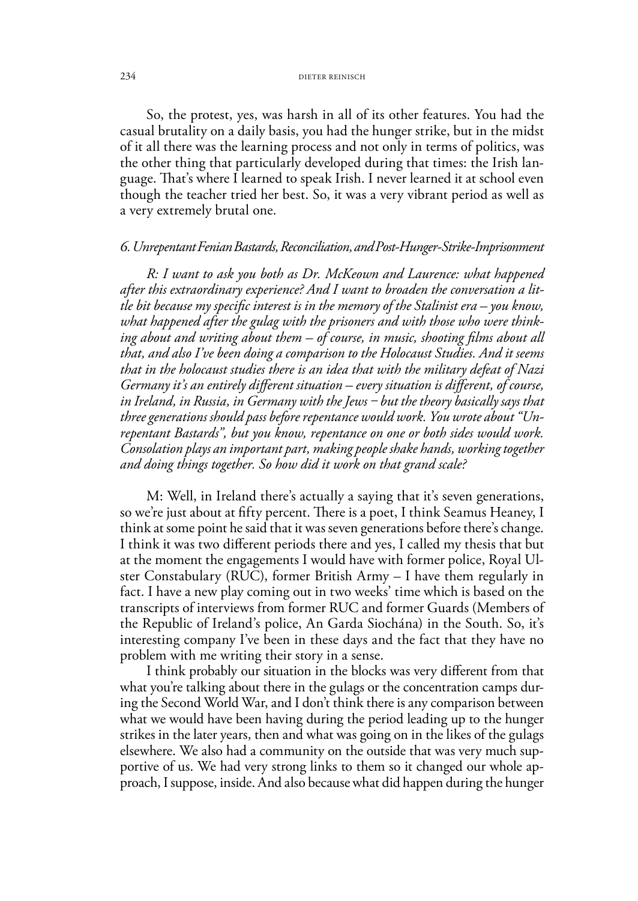So, the protest, yes, was harsh in all of its other features. You had the casual brutality on a daily basis, you had the hunger strike, but in the midst of it all there was the learning process and not only in terms of politics, was the other thing that particularly developed during that times: the Irish language. That's where I learned to speak Irish. I never learned it at school even though the teacher tried her best. So, it was a very vibrant period as well as a very extremely brutal one.

### *6. Unrepentant Fenian Bastards, Reconciliation, and Post-Hunger-Strike-Imprisonment*

*R: I want to ask you both as Dr. McKeown and Laurence: what happened after this extraordinary experience? And I want to broaden the conversation a little bit because my specific interest is in the memory of the Stalinist era – you know, what happened after the gulag with the prisoners and with those who were thinking about and writing about them – of course, in music, shooting films about all that, and also I've been doing a comparison to the Holocaust Studies. And it seems that in the holocaust studies there is an idea that with the military defeat of Nazi Germany it's an entirely different situation – every situation is different, of course, in Ireland, in Russia, in Germany with the Jews – but the theory basically says that three generations should pass before repentance would work. You wrote about "Unrepentant Bastards", but you know, repentance on one or both sides would work. Consolation plays an important part, making people shake hands, working together and doing things together. So how did it work on that grand scale?*

M: Well, in Ireland there's actually a saying that it's seven generations, so we're just about at fifty percent. There is a poet, I think Seamus Heaney, I think at some point he said that it was seven generations before there's change. I think it was two different periods there and yes, I called my thesis that but at the moment the engagements I would have with former police, Royal Ulster Constabulary (RUC), former British Army – I have them regularly in fact. I have a new play coming out in two weeks' time which is based on the transcripts of interviews from former RUC and former Guards (Members of the Republic of Ireland's police, An Garda Siochána) in the South. So, it's interesting company I've been in these days and the fact that they have no problem with me writing their story in a sense.

I think probably our situation in the blocks was very different from that what you're talking about there in the gulags or the concentration camps during the Second World War, and I don't think there is any comparison between what we would have been having during the period leading up to the hunger strikes in the later years, then and what was going on in the likes of the gulags elsewhere. We also had a community on the outside that was very much supportive of us. We had very strong links to them so it changed our whole approach, I suppose, inside. And also because what did happen during the hunger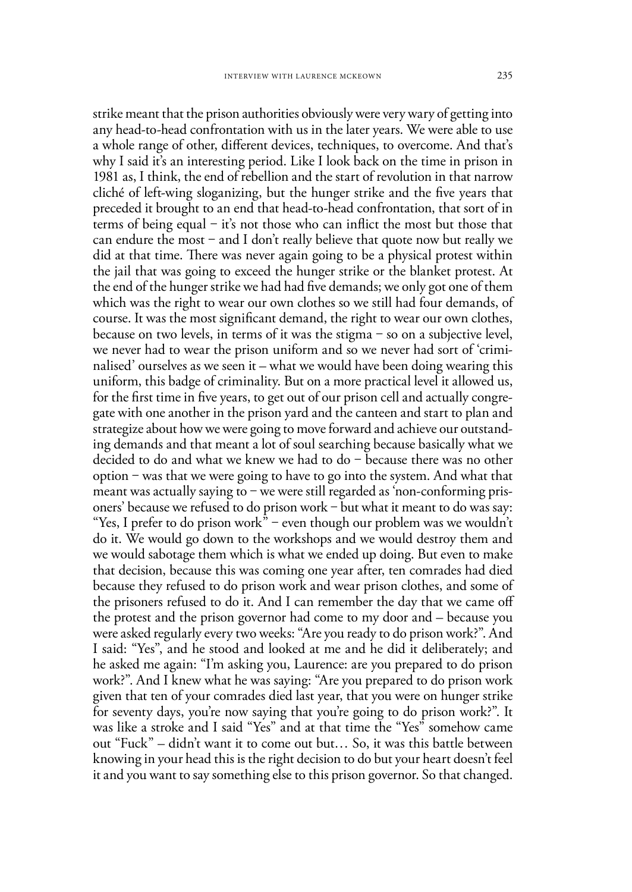strike meant that the prison authorities obviously were very wary of getting into any head-to-head confrontation with us in the later years. We were able to use a whole range of other, different devices, techniques, to overcome. And that's why I said it's an interesting period. Like I look back on the time in prison in 1981 as, I think, the end of rebellion and the start of revolution in that narrow cliché of left-wing sloganizing, but the hunger strike and the five years that preceded it brought to an end that head-to-head confrontation, that sort of in terms of being equal – it's not those who can inflict the most but those that can endure the most – and I don't really believe that quote now but really we did at that time. There was never again going to be a physical protest within the jail that was going to exceed the hunger strike or the blanket protest. At the end of the hunger strike we had had five demands; we only got one of them which was the right to wear our own clothes so we still had four demands, of course. It was the most significant demand, the right to wear our own clothes, because on two levels, in terms of it was the stigma – so on a subjective level, we never had to wear the prison uniform and so we never had sort of 'criminalised' ourselves as we seen it – what we would have been doing wearing this uniform, this badge of criminality. But on a more practical level it allowed us, for the first time in five years, to get out of our prison cell and actually congregate with one another in the prison yard and the canteen and start to plan and strategize about how we were going to move forward and achieve our outstanding demands and that meant a lot of soul searching because basically what we decided to do and what we knew we had to do – because there was no other option – was that we were going to have to go into the system. And what that meant was actually saying to – we were still regarded as 'non-conforming prisoners' because we refused to do prison work – but what it meant to do was say: "Yes, I prefer to do prison work" – even though our problem was we wouldn't do it. We would go down to the workshops and we would destroy them and we would sabotage them which is what we ended up doing. But even to make that decision, because this was coming one year after, ten comrades had died because they refused to do prison work and wear prison clothes, and some of the prisoners refused to do it. And I can remember the day that we came off the protest and the prison governor had come to my door and – because you were asked regularly every two weeks: "Are you ready to do prison work?". And I said: "Yes", and he stood and looked at me and he did it deliberately; and he asked me again: "I'm asking you, Laurence: are you prepared to do prison work?". And I knew what he was saying: "Are you prepared to do prison work given that ten of your comrades died last year, that you were on hunger strike for seventy days, you're now saying that you're going to do prison work?". It was like a stroke and I said "Yes" and at that time the "Yes" somehow came out "Fuck" – didn't want it to come out but… So, it was this battle between knowing in your head this is the right decision to do but your heart doesn't feel it and you want to say something else to this prison governor. So that changed.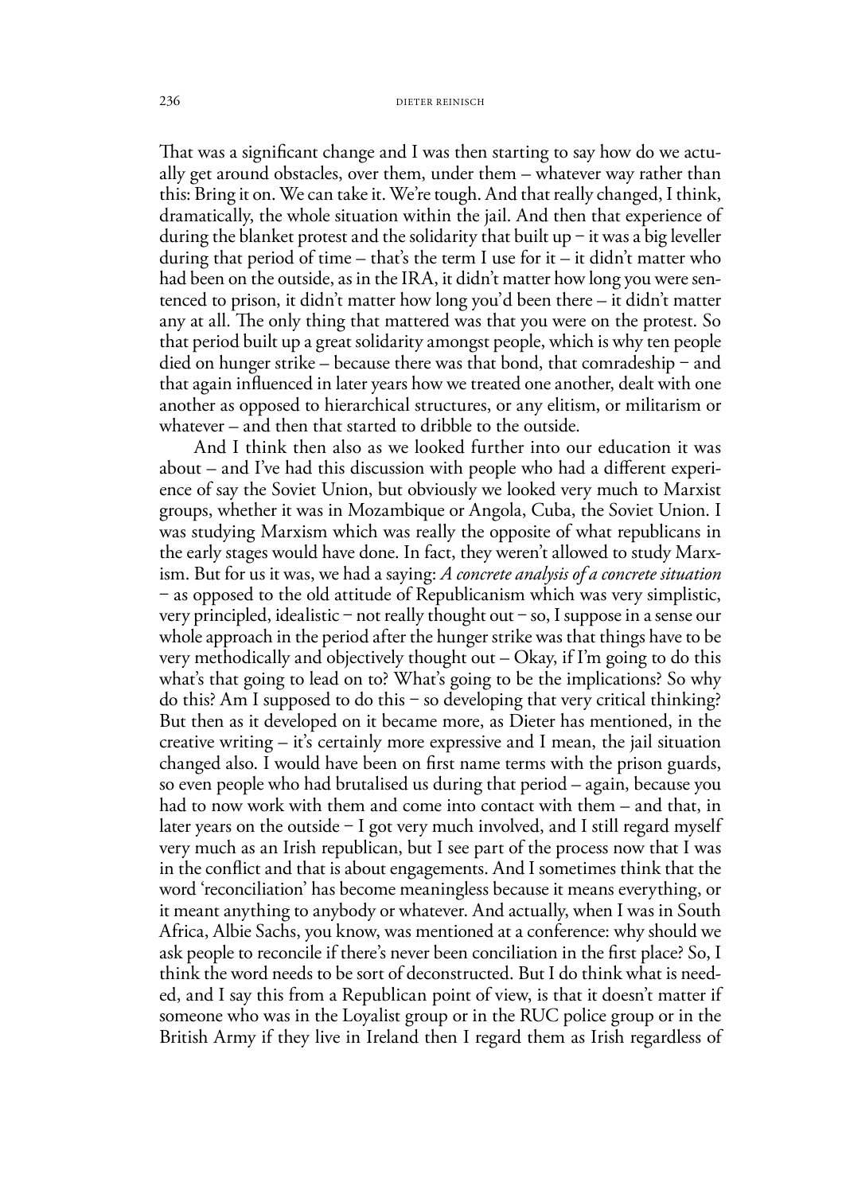That was a significant change and I was then starting to say how do we actually get around obstacles, over them, under them – whatever way rather than this: Bring it on. We can take it. We're tough. And that really changed, I think, dramatically, the whole situation within the jail. And then that experience of during the blanket protest and the solidarity that built up − it was a big leveller during that period of time – that's the term I use for it – it didn't matter who had been on the outside, as in the IRA, it didn't matter how long you were sentenced to prison, it didn't matter how long you'd been there – it didn't matter any at all. The only thing that mattered was that you were on the protest. So that period built up a great solidarity amongst people, which is why ten people died on hunger strike – because there was that bond, that comradeship − and that again influenced in later years how we treated one another, dealt with one another as opposed to hierarchical structures, or any elitism, or militarism or whatever – and then that started to dribble to the outside.

And I think then also as we looked further into our education it was about – and I've had this discussion with people who had a different experience of say the Soviet Union, but obviously we looked very much to Marxist groups, whether it was in Mozambique or Angola, Cuba, the Soviet Union. I was studying Marxism which was really the opposite of what republicans in the early stages would have done. In fact, they weren't allowed to study Marxism. But for us it was, we had a saying: *A concrete analysis of a concrete situation* − as opposed to the old attitude of Republicanism which was very simplistic, very principled, idealistic − not really thought out − so, I suppose in a sense our whole approach in the period after the hunger strike was that things have to be very methodically and objectively thought out – Okay, if I'm going to do this what's that going to lead on to? What's going to be the implications? So why do this? Am I supposed to do this − so developing that very critical thinking? But then as it developed on it became more, as Dieter has mentioned, in the creative writing – it's certainly more expressive and I mean, the jail situation changed also. I would have been on first name terms with the prison guards, so even people who had brutalised us during that period – again, because you had to now work with them and come into contact with them – and that, in later years on the outside − I got very much involved, and I still regard myself very much as an Irish republican, but I see part of the process now that I was in the conflict and that is about engagements. And I sometimes think that the word 'reconciliation' has become meaningless because it means everything, or it meant anything to anybody or whatever. And actually, when I was in South Africa, Albie Sachs, you know, was mentioned at a conference: why should we ask people to reconcile if there's never been conciliation in the first place? So, I think the word needs to be sort of deconstructed. But I do think what is needed, and I say this from a Republican point of view, is that it doesn't matter if someone who was in the Loyalist group or in the RUC police group or in the British Army if they live in Ireland then I regard them as Irish regardless of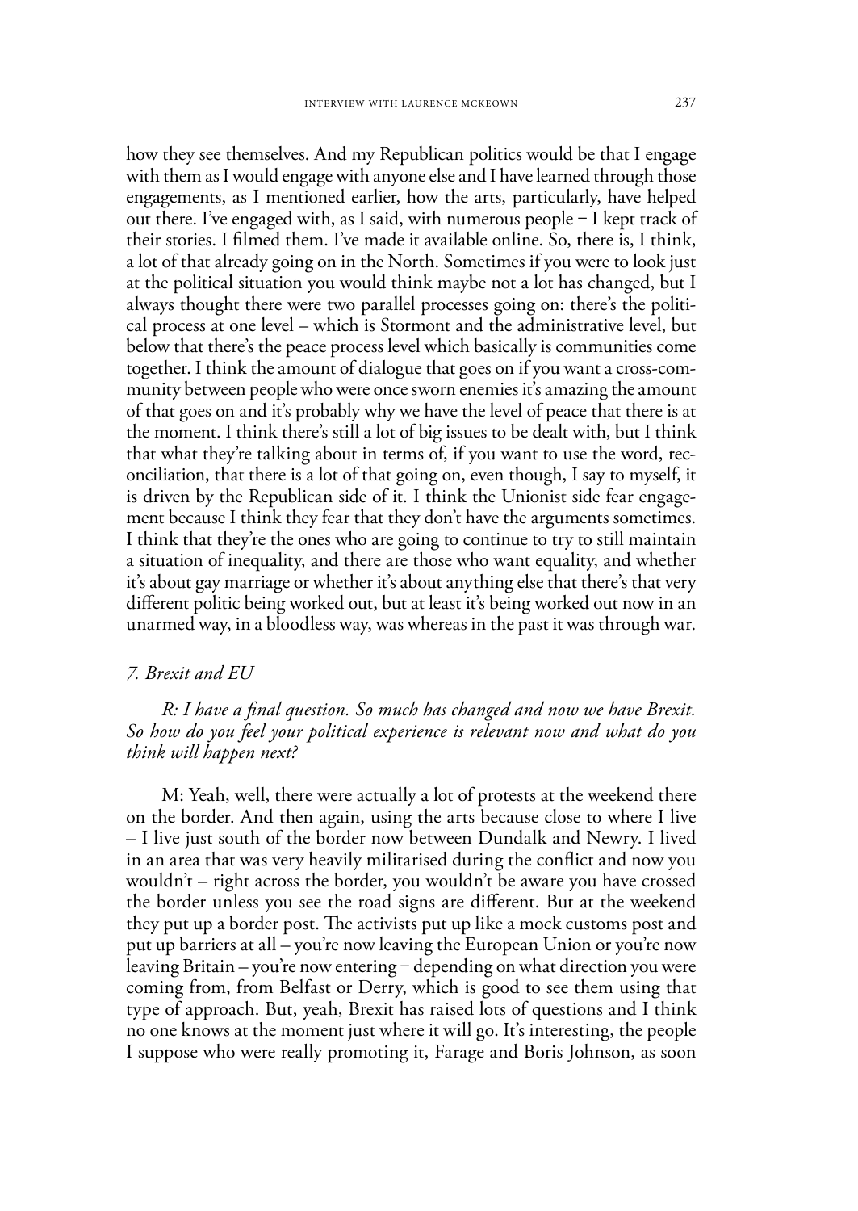how they see themselves. And my Republican politics would be that I engage with them as I would engage with anyone else and I have learned through those engagements, as I mentioned earlier, how the arts, particularly, have helped out there. I've engaged with, as I said, with numerous people – I kept track of their stories. I filmed them. I've made it available online. So, there is, I think, a lot of that already going on in the North. Sometimes if you were to look just at the political situation you would think maybe not a lot has changed, but I always thought there were two parallel processes going on: there's the political process at one level – which is Stormont and the administrative level, but below that there's the peace process level which basically is communities come together. I think the amount of dialogue that goes on if you want a cross-community between people who were once sworn enemies it's amazing the amount of that goes on and it's probably why we have the level of peace that there is at the moment. I think there's still a lot of big issues to be dealt with, but I think that what they're talking about in terms of, if you want to use the word, reconciliation, that there is a lot of that going on, even though, I say to myself, it is driven by the Republican side of it. I think the Unionist side fear engagement because I think they fear that they don't have the arguments sometimes. I think that they're the ones who are going to continue to try to still maintain a situation of inequality, and there are those who want equality, and whether it's about gay marriage or whether it's about anything else that there's that very different politic being worked out, but at least it's being worked out now in an unarmed way, in a bloodless way, was whereas in the past it was through war.

### *7. Brexit and EU*

*R: I have a final question. So much has changed and now we have Brexit. So how do you feel your political experience is relevant now and what do you think will happen next?*

M: Yeah, well, there were actually a lot of protests at the weekend there on the border. And then again, using the arts because close to where I live – I live just south of the border now between Dundalk and Newry. I lived in an area that was very heavily militarised during the conflict and now you wouldn't – right across the border, you wouldn't be aware you have crossed the border unless you see the road signs are different. But at the weekend they put up a border post. The activists put up like a mock customs post and put up barriers at all – you're now leaving the European Union or you're now leaving Britain – you're now entering – depending on what direction you were coming from, from Belfast or Derry, which is good to see them using that type of approach. But, yeah, Brexit has raised lots of questions and I think no one knows at the moment just where it will go. It's interesting, the people I suppose who were really promoting it, Farage and Boris Johnson, as soon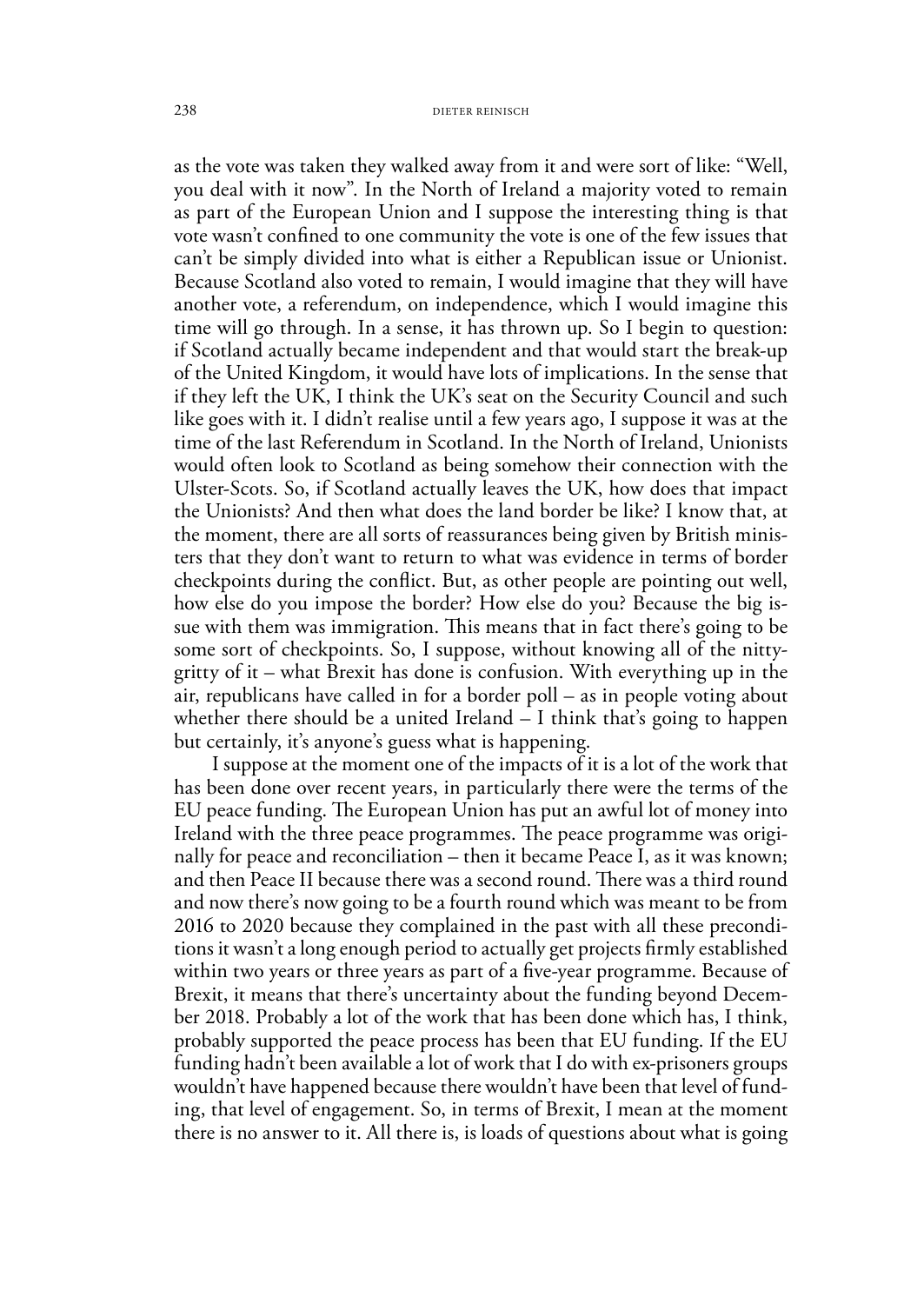as the vote was taken they walked away from it and were sort of like: "Well, you deal with it now". In the North of Ireland a majority voted to remain as part of the European Union and I suppose the interesting thing is that vote wasn't confined to one community the vote is one of the few issues that can't be simply divided into what is either a Republican issue or Unionist. Because Scotland also voted to remain, I would imagine that they will have another vote, a referendum, on independence, which I would imagine this time will go through. In a sense, it has thrown up. So I begin to question: if Scotland actually became independent and that would start the break-up of the United Kingdom, it would have lots of implications. In the sense that if they left the UK, I think the UK's seat on the Security Council and such like goes with it. I didn't realise until a few years ago, I suppose it was at the time of the last Referendum in Scotland. In the North of Ireland, Unionists would often look to Scotland as being somehow their connection with the Ulster-Scots. So, if Scotland actually leaves the UK, how does that impact the Unionists? And then what does the land border be like? I know that, at the moment, there are all sorts of reassurances being given by British ministers that they don't want to return to what was evidence in terms of border checkpoints during the conflict. But, as other people are pointing out well, how else do you impose the border? How else do you? Because the big issue with them was immigration. This means that in fact there's going to be some sort of checkpoints. So, I suppose, without knowing all of the nitty-gritty of it – what Brexit has done is confusion. With everything up in the air, republicans have called in for a border poll – as in people voting about whether there should be a united Ireland – I think that's going to happen but certainly, it's anyone's guess what is happening.

I suppose at the moment one of the impacts of it is a lot of the work that has been done over recent years, in particularly there were the terms of the EU peace funding. The European Union has put an awful lot of money into Ireland with the three peace programmes. The peace programme was originally for peace and reconciliation – then it became Peace I, as it was known; and then Peace II because there was a second round. There was a third round and now there's now going to be a fourth round which was meant to be from 2016 to 2020 because they complained in the past with all these preconditions it wasn't a long enough period to actually get projects firmly established within two years or three years as part of a five-year programme. Because of Brexit, it means that there's uncertainty about the funding beyond December 2018. Probably a lot of the work that has been done which has, I think, probably supported the peace process has been that EU funding. If the EU funding hadn't been available a lot of work that I do with ex-prisoners groups wouldn't have happened because there wouldn't have been that level of funding, that level of engagement. So, in terms of Brexit, I mean at the moment there is no answer to it. All there is, is loads of questions about what is going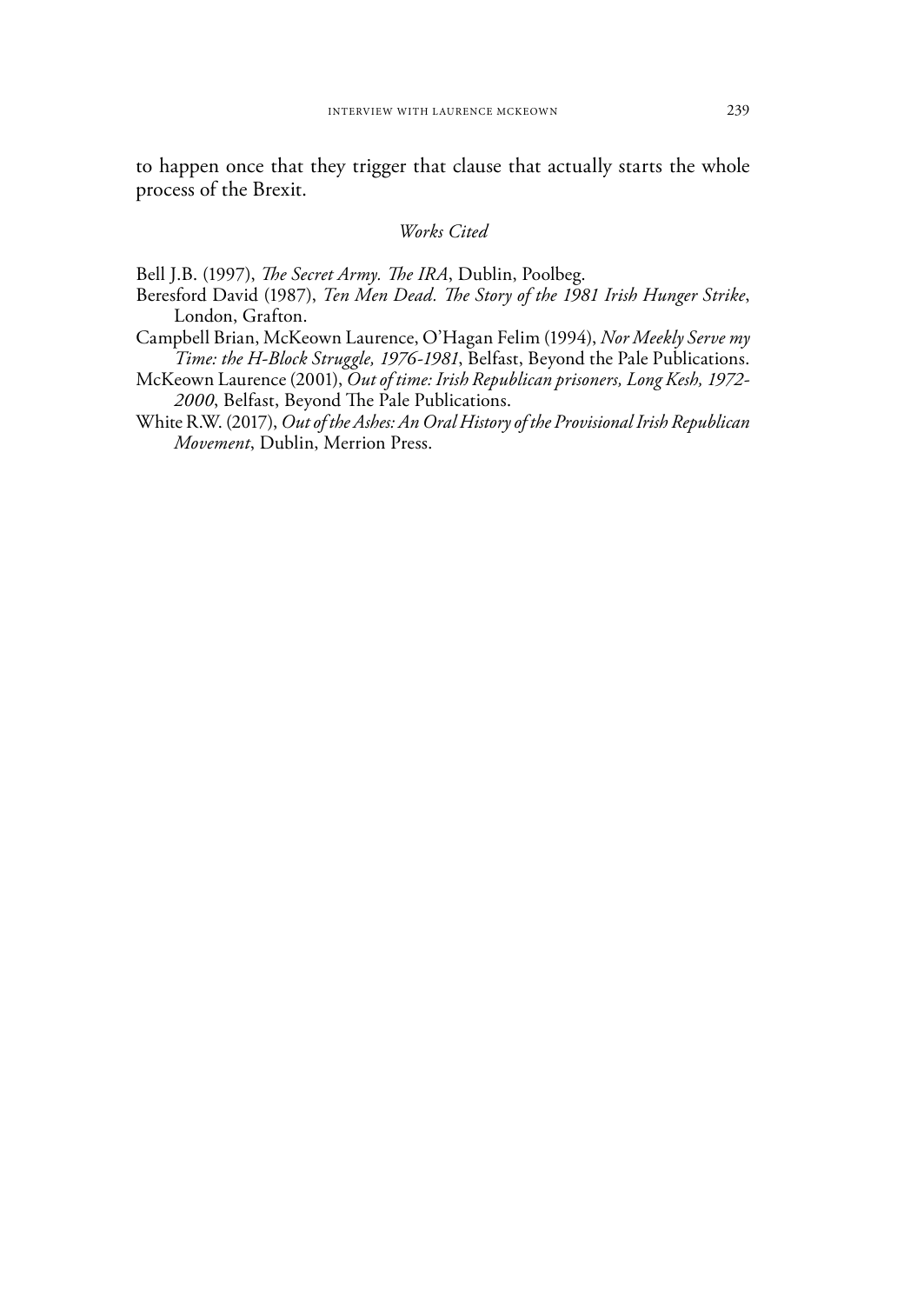to happen once that they trigger that clause that actually starts the whole process of the Brexit.

## *Works Cited*

Bell J.B. (1997), *The Secret Army. The IRA*, Dublin, Poolbeg.

Beresford David (1987), *Ten Men Dead. The Story of the 1981 Irish Hunger Strike*, London, Grafton.

Campbell Brian, McKeown Laurence, O'Hagan Felim (1994), *Nor Meekly Serve my Time: the H-Block Struggle, 1976-1981*, Belfast, Beyond the Pale Publications.

McKeown Laurence (2001), *Out of time: Irish Republican prisoners, Long Kesh, 1972-2000*, Belfast, Beyond The Pale Publications.

White R.W. (2017), *Out of the Ashes: An Oral History of the Provisional Irish Republican Movement*, Dublin, Merrion Press.